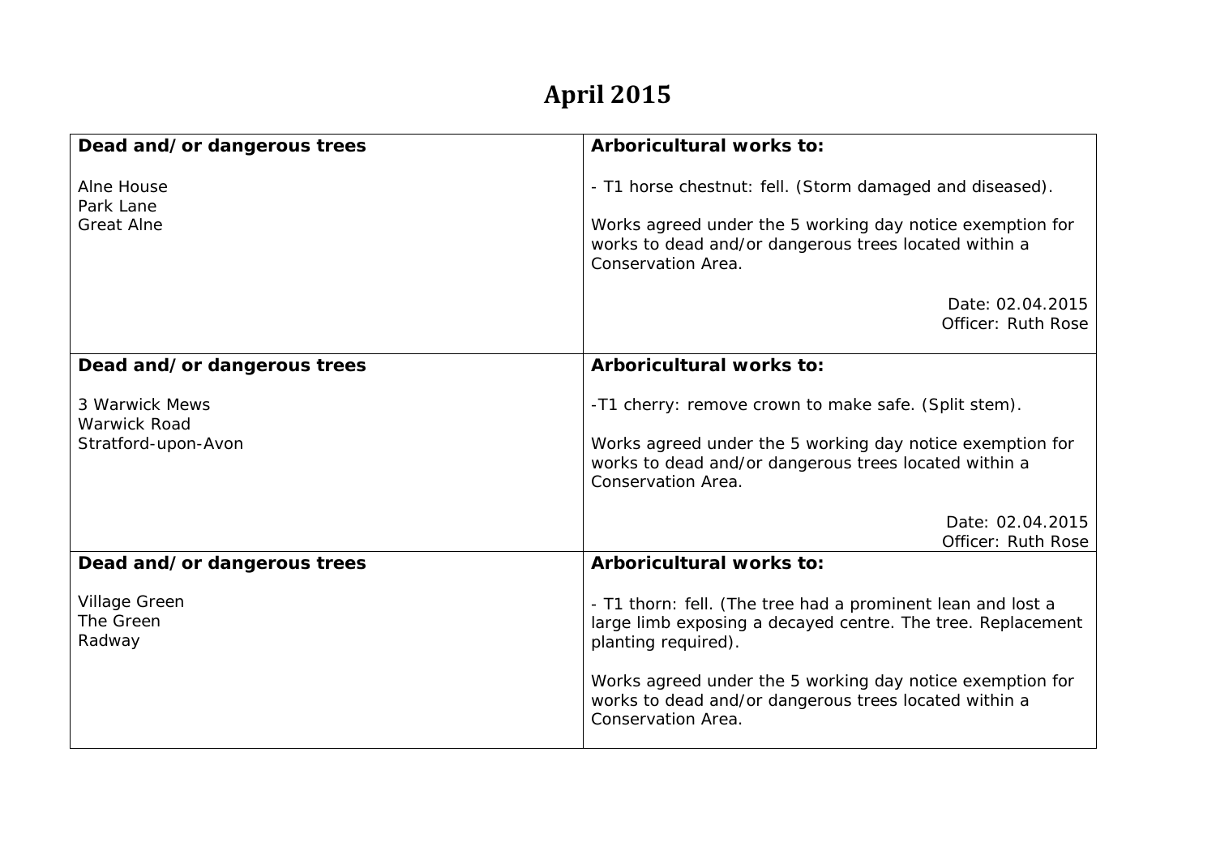# April 2015

| Dead and/or dangerous trees | Arboricultural works to: |
|---|---|
| Alne House<br>Park Lane<br>Great Alne | - T1 horse chestnut: fell. (Storm damaged and diseased).<br><br>Works agreed under the 5 working day notice exemption for works to dead and/or dangerous trees located within a Conservation Area.<br><br>Date: 02.04.2015<br>Officer: Ruth Rose |
| **Dead and/or dangerous trees** | **Arboricultural works to:** |
| 3 Warwick Mews<br>Warwick Road<br>Stratford-upon-Avon | -T1 cherry: remove crown to make safe. (Split stem).<br><br>Works agreed under the 5 working day notice exemption for works to dead and/or dangerous trees located within a Conservation Area.<br><br>Date: 02.04.2015<br>Officer: Ruth Rose |
| **Dead and/or dangerous trees** | **Arboricultural works to:** |
| Village Green<br>The Green<br>Radway | - T1 thorn: fell. (The tree had a prominent lean and lost a large limb exposing a decayed centre. The tree. Replacement planting required).<br><br>Works agreed under the 5 working day notice exemption for works to dead and/or dangerous trees located within a Conservation Area. |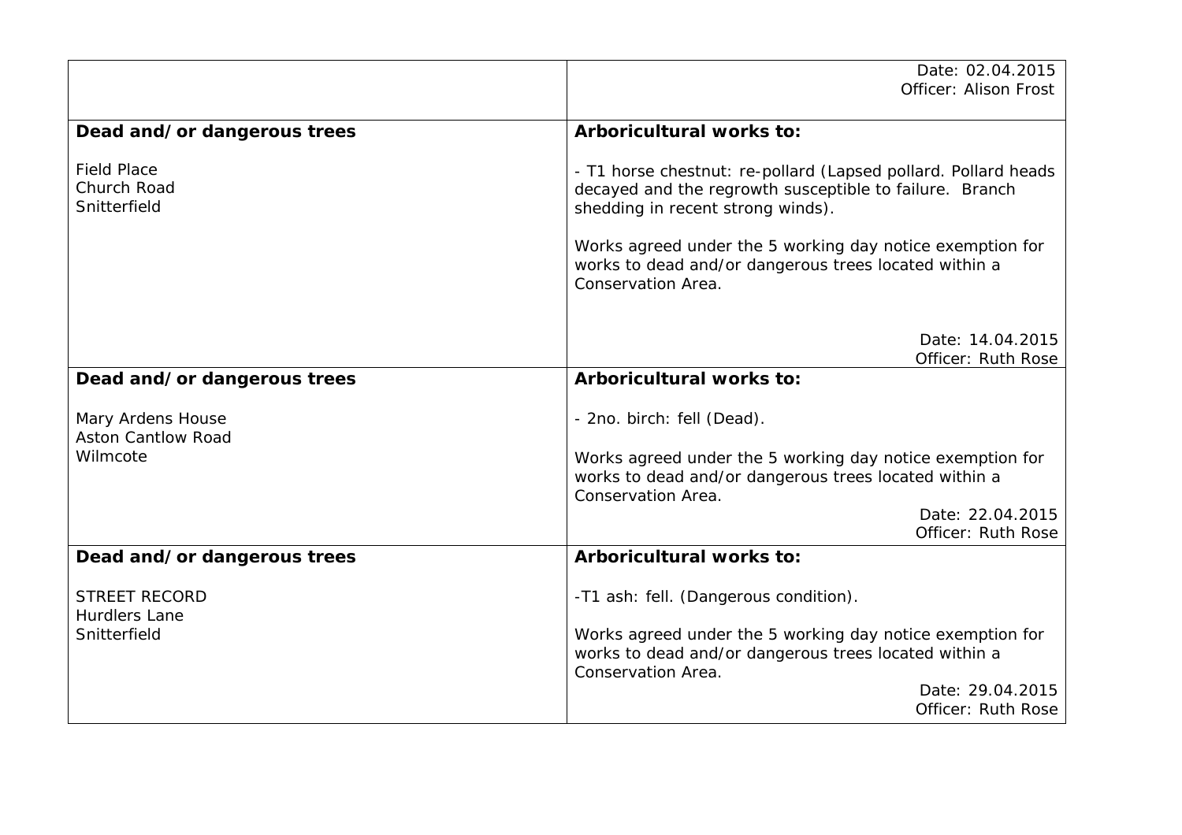| | |
|---|---|
| | Date: 02.04.2015<br>Officer: Alison Frost |
| **Dead and/or dangerous trees**<br><br>Field Place<br>Church Road<br>Snitterfield | **Arboricultural works to:**<br><br>- T1 horse chestnut: re-pollard (Lapsed pollard. Pollard heads decayed and the regrowth susceptible to failure. Branch shedding in recent strong winds).<br><br>Works agreed under the 5 working day notice exemption for works to dead and/or dangerous trees located within a Conservation Area.<br><br>Date: 14.04.2015<br>Officer: Ruth Rose |
| **Dead and/or dangerous trees**<br><br>Mary Ardens House<br>Aston Cantlow Road<br>Wilmcote | **Arboricultural works to:**<br><br>- 2no. birch: fell (Dead).<br><br>Works agreed under the 5 working day notice exemption for works to dead and/or dangerous trees located within a Conservation Area.<br>Date: 22.04.2015<br>Officer: Ruth Rose |
| **Dead and/or dangerous trees**<br><br>STREET RECORD<br>Hurdlers Lane<br>Snitterfield | **Arboricultural works to:**<br><br>-T1 ash: fell. (Dangerous condition).<br><br>Works agreed under the 5 working day notice exemption for works to dead and/or dangerous trees located within a Conservation Area.<br>Date: 29.04.2015<br>Officer: Ruth Rose |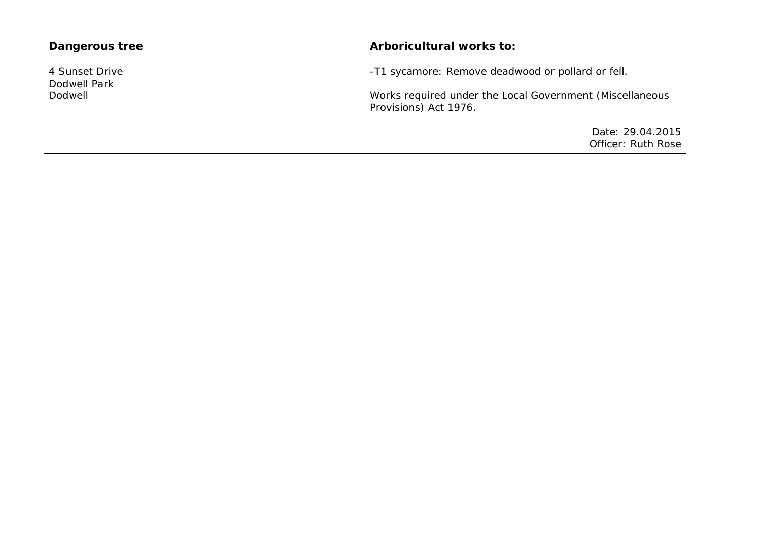| | |
|---|---|
| **Dangerous tree**<br><br>4 Sunset Drive<br>Dodwell Park<br>Dodwell | **Arboricultural works to:**<br><br>-T1 sycamore: Remove deadwood or pollard or fell.<br><br>Works required under the Local Government (Miscellaneous Provisions) Act 1976.<br><br>Date: 29.04.2015<br>Officer: Ruth Rose |